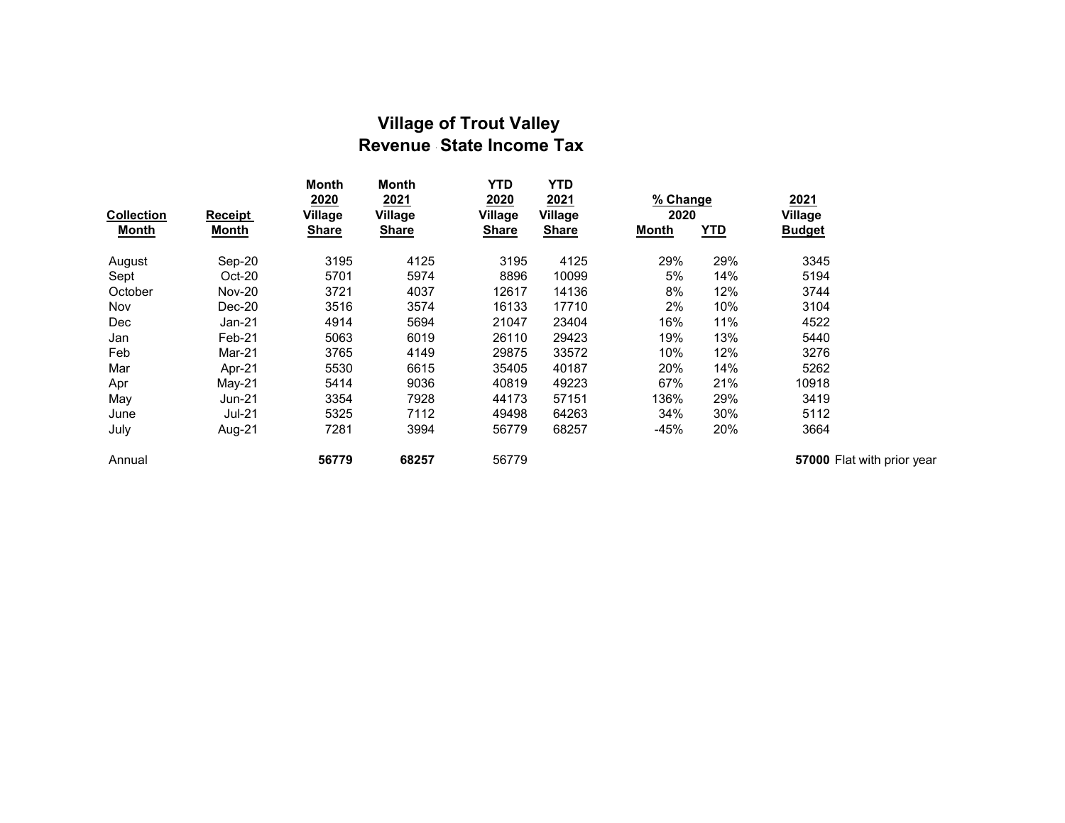# Village of Trout Valley
## Revenue State Income Tax

| Collection Month | Receipt Month | Month 2020 Village Share | Month 2021 Village Share | YTD 2020 Village Share | YTD 2021 Village Share | % Change 2020 Month | % Change 2020 YTD | 2021 Village Budget | |
|---|---|---|---|---|---|---|---|---|---|
| August | Sep-20 | 3195 | 4125 | 3195 | 4125 | 29% | 29% | 3345 | |
| Sept | Oct-20 | 5701 | 5974 | 8896 | 10099 | 5% | 14% | 5194 | |
| October | Nov-20 | 3721 | 4037 | 12617 | 14136 | 8% | 12% | 3744 | |
| Nov | Dec-20 | 3516 | 3574 | 16133 | 17710 | 2% | 10% | 3104 | |
| Dec | Jan-21 | 4914 | 5694 | 21047 | 23404 | 16% | 11% | 4522 | |
| Jan | Feb-21 | 5063 | 6019 | 26110 | 29423 | 19% | 13% | 5440 | |
| Feb | Mar-21 | 3765 | 4149 | 29875 | 33572 | 10% | 12% | 3276 | |
| Mar | Apr-21 | 5530 | 6615 | 35405 | 40187 | 20% | 14% | 5262 | |
| Apr | May-21 | 5414 | 9036 | 40819 | 49223 | 67% | 21% | 10918 | |
| May | Jun-21 | 3354 | 7928 | 44173 | 57151 | 136% | 29% | 3419 | |
| June | Jul-21 | 5325 | 7112 | 49498 | 64263 | 34% | 30% | 5112 | |
| July | Aug-21 | 7281 | 3994 | 56779 | 68257 | -45% | 20% | 3664 | |
| Annual | | **56779** | **68257** | 56779 | | | | **57000** | Flat with prior year |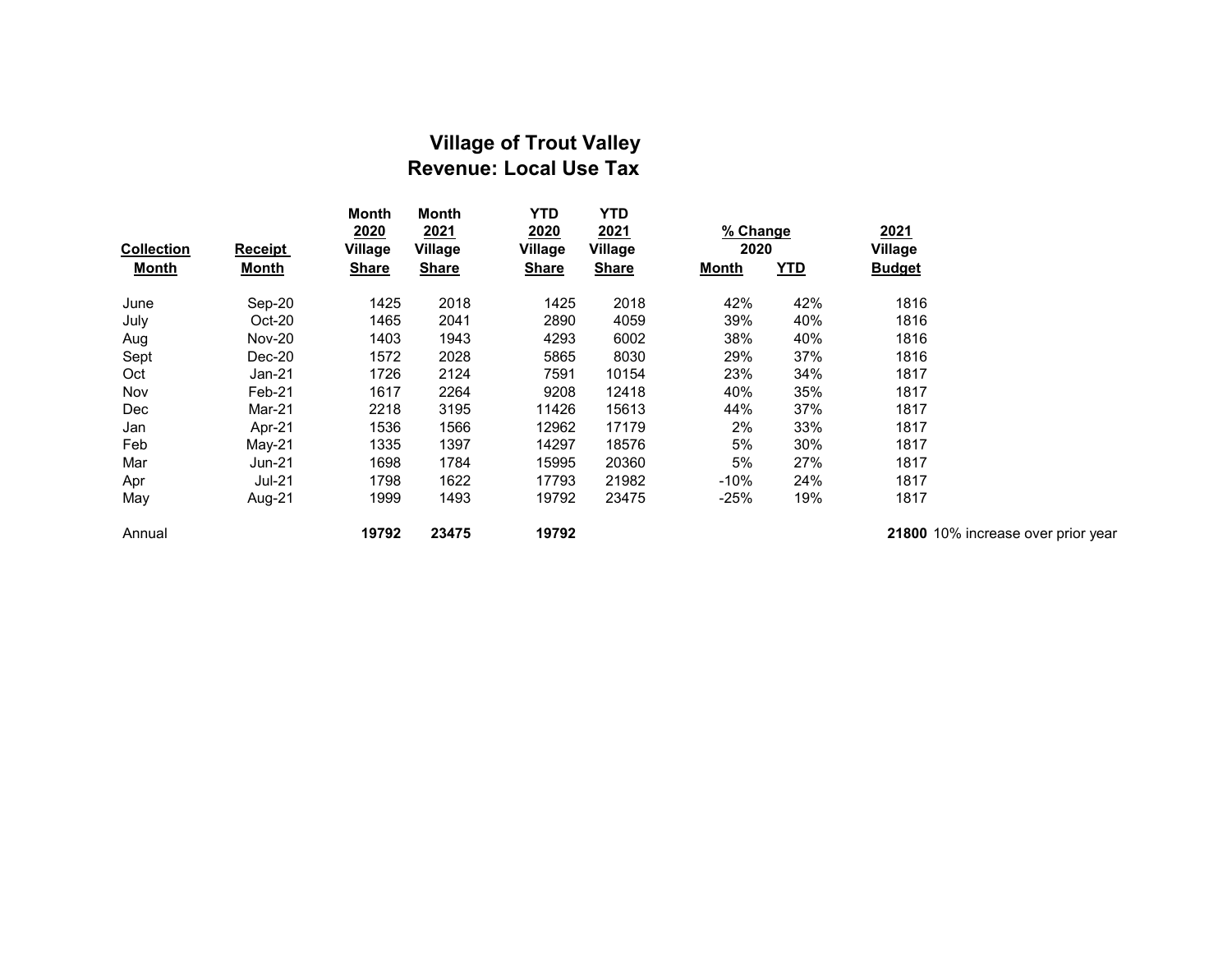# Village of Trout Valley

## Revenue: Local Use Tax

| Collection Month | Receipt Month | Month 2020 Village Share | Month 2021 Village Share | YTD 2020 Village Share | YTD 2021 Village Share | % Change 2020 Month | % Change 2020 YTD | 2021 Village Budget | |
|---|---|---|---|---|---|---|---|---|---|
| June | Sep-20 | 1425 | 2018 | 1425 | 2018 | 42% | 42% | 1816 | |
| July | Oct-20 | 1465 | 2041 | 2890 | 4059 | 39% | 40% | 1816 | |
| Aug | Nov-20 | 1403 | 1943 | 4293 | 6002 | 38% | 40% | 1816 | |
| Sept | Dec-20 | 1572 | 2028 | 5865 | 8030 | 29% | 37% | 1816 | |
| Oct | Jan-21 | 1726 | 2124 | 7591 | 10154 | 23% | 34% | 1817 | |
| Nov | Feb-21 | 1617 | 2264 | 9208 | 12418 | 40% | 35% | 1817 | |
| Dec | Mar-21 | 2218 | 3195 | 11426 | 15613 | 44% | 37% | 1817 | |
| Jan | Apr-21 | 1536 | 1566 | 12962 | 17179 | 2% | 33% | 1817 | |
| Feb | May-21 | 1335 | 1397 | 14297 | 18576 | 5% | 30% | 1817 | |
| Mar | Jun-21 | 1698 | 1784 | 15995 | 20360 | 5% | 27% | 1817 | |
| Apr | Jul-21 | 1798 | 1622 | 17793 | 21982 | -10% | 24% | 1817 | |
| May | Aug-21 | 1999 | 1493 | 19792 | 23475 | -25% | 19% | 1817 | |
| Annual | | **19792** | **23475** | **19792** | | | | **21800** | 10% increase over prior year |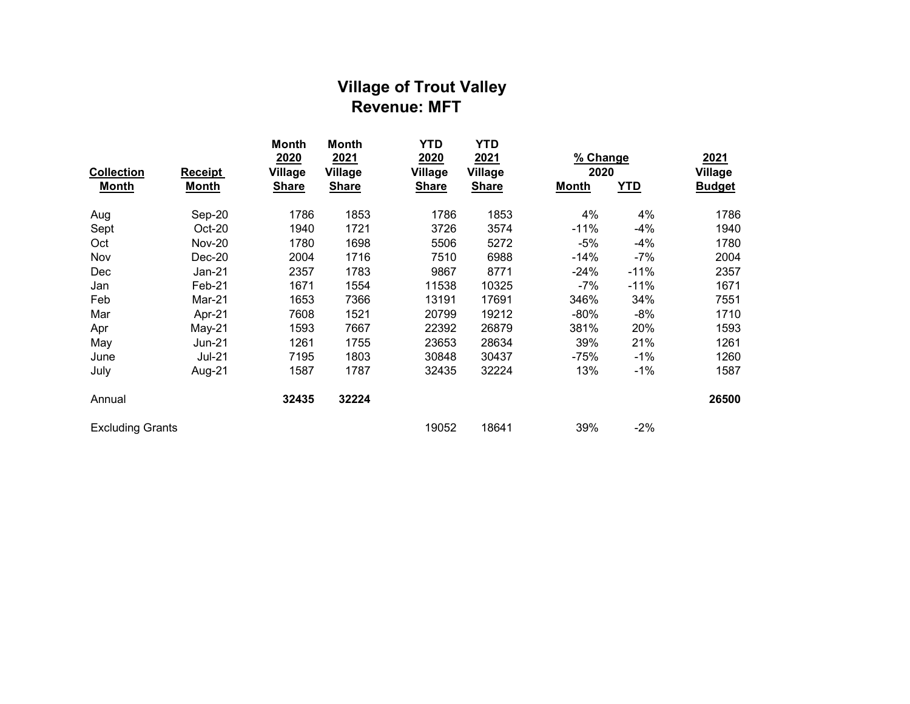# Village of Trout Valley
## Revenue: MFT

| Collection Month | Receipt Month | Month 2020 Village Share | Month 2021 Village Share | YTD 2020 Village Share | YTD 2021 Village Share | % Change 2020 Month | % Change 2020 YTD | 2021 Village Budget |
|---|---|---|---|---|---|---|---|---|
| Aug | Sep-20 | 1786 | 1853 | 1786 | 1853 | 4% | 4% | 1786 |
| Sept | Oct-20 | 1940 | 1721 | 3726 | 3574 | -11% | -4% | 1940 |
| Oct | Nov-20 | 1780 | 1698 | 5506 | 5272 | -5% | -4% | 1780 |
| Nov | Dec-20 | 2004 | 1716 | 7510 | 6988 | -14% | -7% | 2004 |
| Dec | Jan-21 | 2357 | 1783 | 9867 | 8771 | -24% | -11% | 2357 |
| Jan | Feb-21 | 1671 | 1554 | 11538 | 10325 | -7% | -11% | 1671 |
| Feb | Mar-21 | 1653 | 7366 | 13191 | 17691 | 346% | 34% | 7551 |
| Mar | Apr-21 | 7608 | 1521 | 20799 | 19212 | -80% | -8% | 1710 |
| Apr | May-21 | 1593 | 7667 | 22392 | 26879 | 381% | 20% | 1593 |
| May | Jun-21 | 1261 | 1755 | 23653 | 28634 | 39% | 21% | 1261 |
| June | Jul-21 | 7195 | 1803 | 30848 | 30437 | -75% | -1% | 1260 |
| July | Aug-21 | 1587 | 1787 | 32435 | 32224 | 13% | -1% | 1587 |
| Annual | | **32435** | **32224** | | | | | **26500** |
| Excluding Grants | | | | 19052 | 18641 | 39% | -2% | |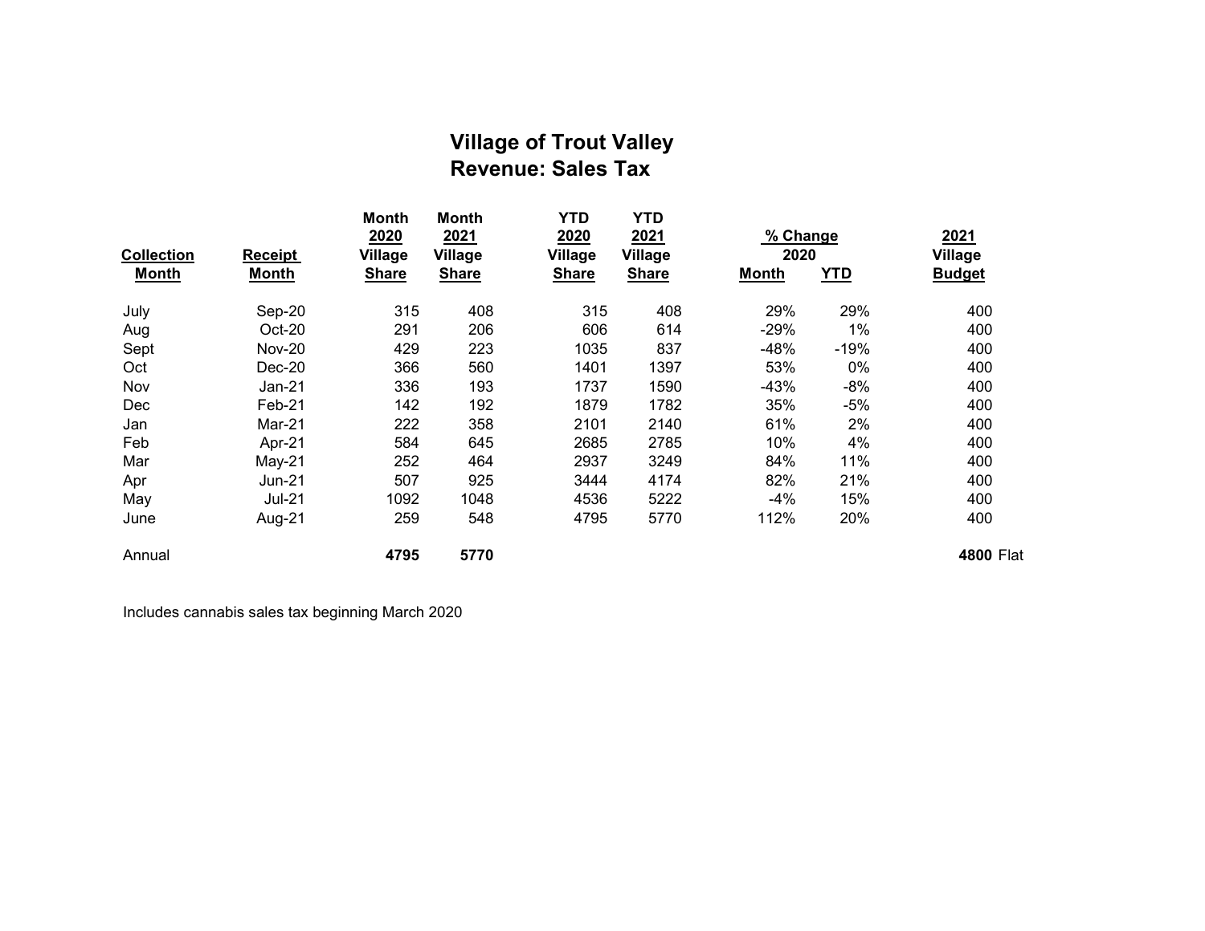# Village of Trout Valley
## Revenue: Sales Tax

| Collection Month | Receipt Month | Month 2020 Village Share | Month 2021 Village Share | YTD 2020 Village Share | YTD 2021 Village Share | % Change 2020 Month | % Change 2020 YTD | 2021 Village Budget |
|---|---|---|---|---|---|---|---|---|
| July | Sep-20 | 315 | 408 | 315 | 408 | 29% | 29% | 400 |
| Aug | Oct-20 | 291 | 206 | 606 | 614 | -29% | 1% | 400 |
| Sept | Nov-20 | 429 | 223 | 1035 | 837 | -48% | -19% | 400 |
| Oct | Dec-20 | 366 | 560 | 1401 | 1397 | 53% | 0% | 400 |
| Nov | Jan-21 | 336 | 193 | 1737 | 1590 | -43% | -8% | 400 |
| Dec | Feb-21 | 142 | 192 | 1879 | 1782 | 35% | -5% | 400 |
| Jan | Mar-21 | 222 | 358 | 2101 | 2140 | 61% | 2% | 400 |
| Feb | Apr-21 | 584 | 645 | 2685 | 2785 | 10% | 4% | 400 |
| Mar | May-21 | 252 | 464 | 2937 | 3249 | 84% | 11% | 400 |
| Apr | Jun-21 | 507 | 925 | 3444 | 4174 | 82% | 21% | 400 |
| May | Jul-21 | 1092 | 1048 | 4536 | 5222 | -4% | 15% | 400 |
| June | Aug-21 | 259 | 548 | 4795 | 5770 | 112% | 20% | 400 |
| Annual | | **4795** | **5770** | | | | | **4800** Flat |

Includes cannabis sales tax beginning March 2020